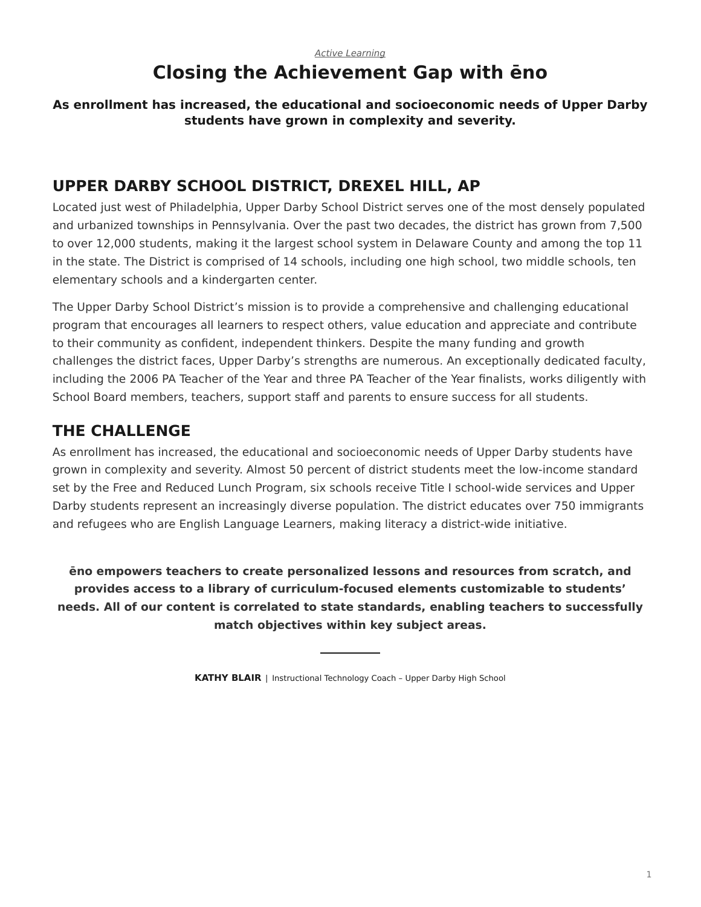*Active Learning*

# Closing the Achievement Gap with ēno

**As enrollment has increased, the educational and socioeconomic needs of Upper Darby students have grown in complexity and severity.**

## UPPER DARBY SCHOOL DISTRICT, DREXEL HILL, AP

Located just west of Philadelphia, Upper Darby School District serves one of the most densely populated and urbanized townships in Pennsylvania. Over the past two decades, the district has grown from 7,500 to over 12,000 students, making it the largest school system in Delaware County and among the top 11 in the state. The District is comprised of 14 schools, including one high school, two middle schools, ten elementary schools and a kindergarten center.

The Upper Darby School District's mission is to provide a comprehensive and challenging educational program that encourages all learners to respect others, value education and appreciate and contribute to their community as confident, independent thinkers. Despite the many funding and growth challenges the district faces, Upper Darby's strengths are numerous. An exceptionally dedicated faculty, including the 2006 PA Teacher of the Year and three PA Teacher of the Year finalists, works diligently with School Board members, teachers, support staff and parents to ensure success for all students.

## THE CHALLENGE

As enrollment has increased, the educational and socioeconomic needs of Upper Darby students have grown in complexity and severity. Almost 50 percent of district students meet the low-income standard set by the Free and Reduced Lunch Program, six schools receive Title I school-wide services and Upper Darby students represent an increasingly diverse population. The district educates over 750 immigrants and refugees who are English Language Learners, making literacy a district-wide initiative.

**ēno empowers teachers to create personalized lessons and resources from scratch, and provides access to a library of curriculum-focused elements customizable to students' needs. All of our content is correlated to state standards, enabling teachers to successfully match objectives within key subject areas.**

---

**KATHY BLAIR** | Instructional Technology Coach – Upper Darby High School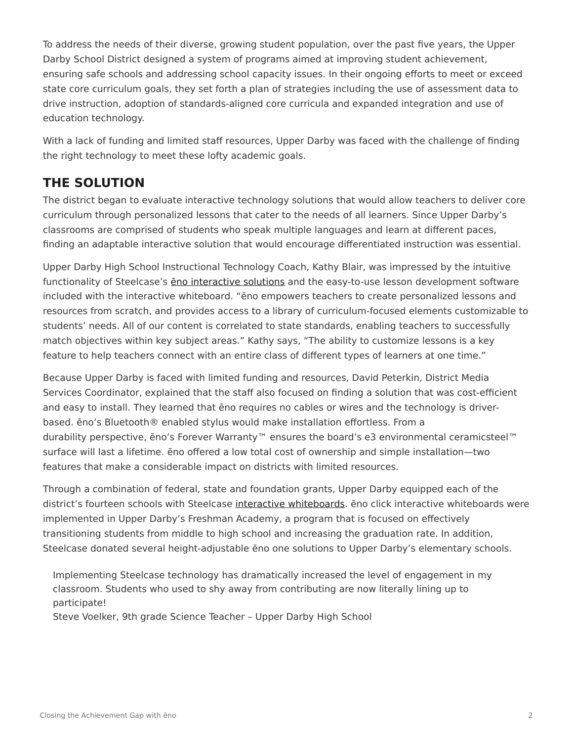To address the needs of their diverse, growing student population, over the past five years, the Upper Darby School District designed a system of programs aimed at improving student achievement, ensuring safe schools and addressing school capacity issues. In their ongoing efforts to meet or exceed state core curriculum goals, they set forth a plan of strategies including the use of assessment data to drive instruction, adoption of standards-aligned core curricula and expanded integration and use of education technology.

With a lack of funding and limited staff resources, Upper Darby was faced with the challenge of finding the right technology to meet these lofty academic goals.

## THE SOLUTION

The district began to evaluate interactive technology solutions that would allow teachers to deliver core curriculum through personalized lessons that cater to the needs of all learners. Since Upper Darby's classrooms are comprised of students who speak multiple languages and learn at different paces, finding an adaptable interactive solution that would encourage differentiated instruction was essential.

Upper Darby High School Instructional Technology Coach, Kathy Blair, was impressed by the intuitive functionality of Steelcase's ēno interactive solutions and the easy-to-use lesson development software included with the interactive whiteboard. "ēno empowers teachers to create personalized lessons and resources from scratch, and provides access to a library of curriculum-focused elements customizable to students' needs. All of our content is correlated to state standards, enabling teachers to successfully match objectives within key subject areas." Kathy says, "The ability to customize lessons is a key feature to help teachers connect with an entire class of different types of learners at one time."

Because Upper Darby is faced with limited funding and resources, David Peterkin, District Media Services Coordinator, explained that the staff also focused on finding a solution that was cost-efficient and easy to install. They learned that ēno requires no cables or wires and the technology is driver-based. ēno's Bluetooth® enabled stylus would make installation effortless. From a durability perspective, ēno's Forever Warranty™ ensures the board's e3 environmental ceramicsteel™ surface will last a lifetime. ēno offered a low total cost of ownership and simple installation—two features that make a considerable impact on districts with limited resources.

Through a combination of federal, state and foundation grants, Upper Darby equipped each of the district's fourteen schools with Steelcase interactive whiteboards. ēno click interactive whiteboards were implemented in Upper Darby's Freshman Academy, a program that is focused on effectively transitioning students from middle to high school and increasing the graduation rate. In addition, Steelcase donated several height-adjustable ēno one solutions to Upper Darby's elementary schools.

> Implementing Steelcase technology has dramatically increased the level of engagement in my classroom. Students who used to shy away from contributing are now literally lining up to participate!
> Steve Voelker, 9th grade Science Teacher – Upper Darby High School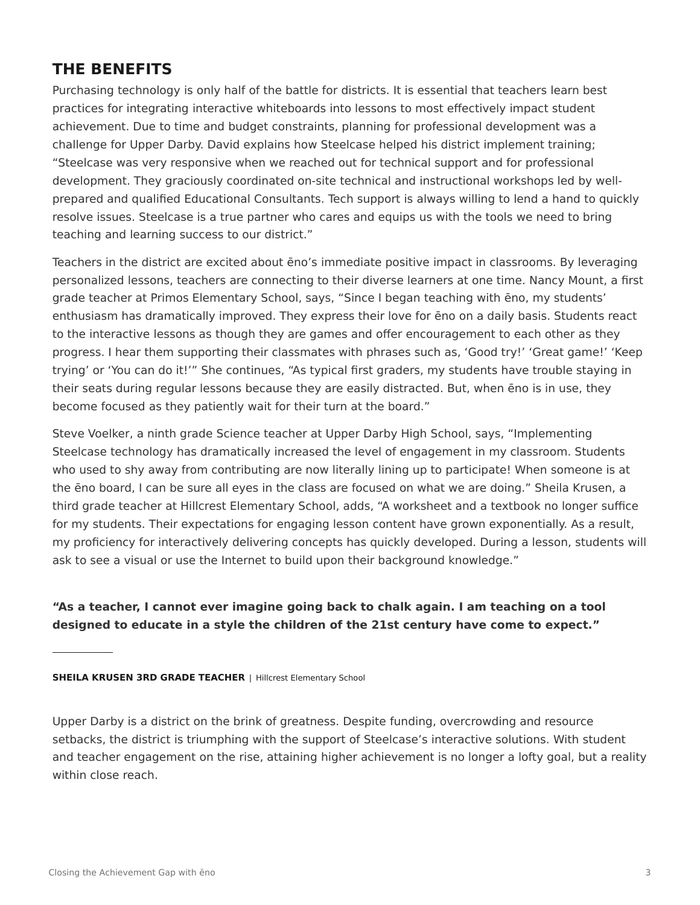## THE BENEFITS

Purchasing technology is only half of the battle for districts. It is essential that teachers learn best practices for integrating interactive whiteboards into lessons to most effectively impact student achievement. Due to time and budget constraints, planning for professional development was a challenge for Upper Darby. David explains how Steelcase helped his district implement training; “Steelcase was very responsive when we reached out for technical support and for professional development. They graciously coordinated on-site technical and instructional workshops led by well-prepared and qualified Educational Consultants. Tech support is always willing to lend a hand to quickly resolve issues. Steelcase is a true partner who cares and equips us with the tools we need to bring teaching and learning success to our district.”

Teachers in the district are excited about ēno’s immediate positive impact in classrooms. By leveraging personalized lessons, teachers are connecting to their diverse learners at one time. Nancy Mount, a first grade teacher at Primos Elementary School, says, “Since I began teaching with ēno, my students’ enthusiasm has dramatically improved. They express their love for ēno on a daily basis. Students react to the interactive lessons as though they are games and offer encouragement to each other as they progress. I hear them supporting their classmates with phrases such as, ‘Good try!’ ‘Great game!’ ‘Keep trying’ or ‘You can do it!’” She continues, “As typical first graders, my students have trouble staying in their seats during regular lessons because they are easily distracted. But, when ēno is in use, they become focused as they patiently wait for their turn at the board.”

Steve Voelker, a ninth grade Science teacher at Upper Darby High School, says, “Implementing Steelcase technology has dramatically increased the level of engagement in my classroom. Students who used to shy away from contributing are now literally lining up to participate! When someone is at the ēno board, I can be sure all eyes in the class are focused on what we are doing.” Sheila Krusen, a third grade teacher at Hillcrest Elementary School, adds, “A worksheet and a textbook no longer suffice for my students. Their expectations for engaging lesson content have grown exponentially. As a result, my proficiency for interactively delivering concepts has quickly developed. During a lesson, students will ask to see a visual or use the Internet to build upon their background knowledge.”

**“As a teacher, I cannot ever imagine going back to chalk again. I am teaching on a tool designed to educate in a style the children of the 21st century have come to expect.”**

**SHEILA KRUSEN 3RD GRADE TEACHER** | Hillcrest Elementary School

Upper Darby is a district on the brink of greatness. Despite funding, overcrowding and resource setbacks, the district is triumphing with the support of Steelcase’s interactive solutions. With student and teacher engagement on the rise, attaining higher achievement is no longer a lofty goal, but a reality within close reach.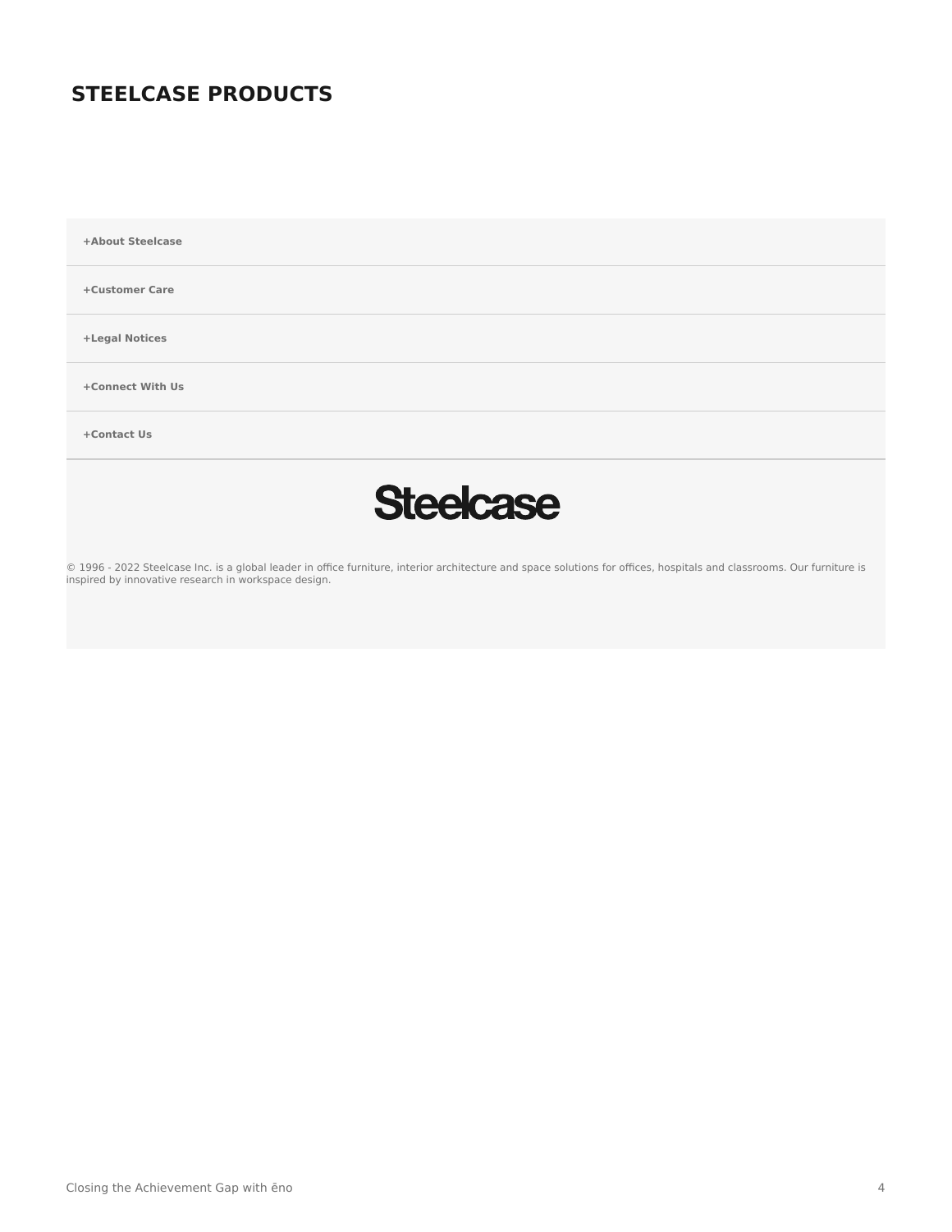## STEELCASE PRODUCTS

+About Steelcase

+Customer Care

+Legal Notices

+Connect With Us

+Contact Us

Steelcase

© 1996 - 2022 Steelcase Inc. is a global leader in office furniture, interior architecture and space solutions for offices, hospitals and classrooms. Our furniture is inspired by innovative research in workspace design.